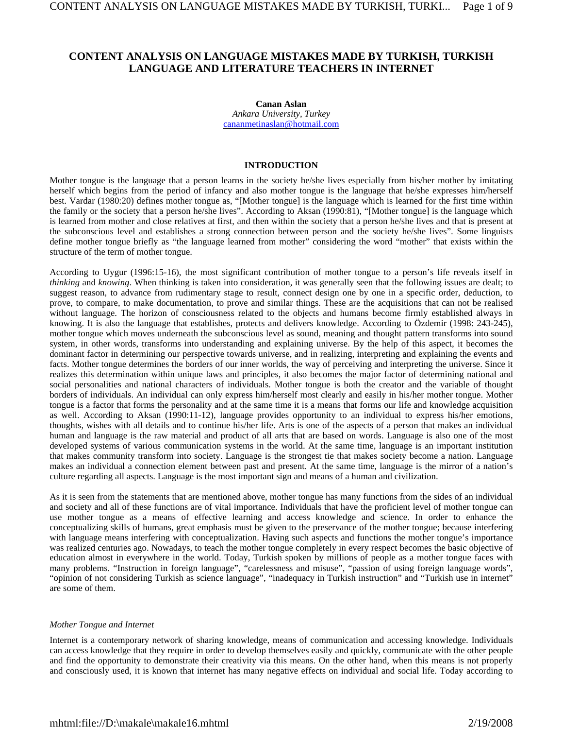# CONTENT ANALYSIS ON LANGUAGE MISTAKES MADE BY TURKISH, TURKISH LANGUAGE AND LITERATURE TEACHERS IN INTERNET

**Canan Aslan**
*Ankara University, Turkey*
cananmetinaslan@hotmail.com

## INTRODUCTION

Mother tongue is the language that a person learns in the society he/she lives especially from his/her mother by imitating herself which begins from the period of infancy and also mother tongue is the language that he/she expresses him/herself best. Vardar (1980:20) defines mother tongue as, "[Mother tongue] is the language which is learned for the first time within the family or the society that a person he/she lives". According to Aksan (1990:81), "[Mother tongue] is the language which is learned from mother and close relatives at first, and then within the society that a person he/she lives and that is present at the subconscious level and establishes a strong connection between person and the society he/she lives". Some linguists define mother tongue briefly as "the language learned from mother" considering the word "mother" that exists within the structure of the term of mother tongue.

According to Uygur (1996:15-16), the most significant contribution of mother tongue to a person's life reveals itself in *thinking* and *knowing*. When thinking is taken into consideration, it was generally seen that the following issues are dealt; to suggest reason, to advance from rudimentary stage to result, connect design one by one in a specific order, deduction, to prove, to compare, to make documentation, to prove and similar things. These are the acquisitions that can not be realised without language. The horizon of consciousness related to the objects and humans become firmly established always in knowing. It is also the language that establishes, protects and delivers knowledge. According to Özdemir (1998: 243-245), mother tongue which moves underneath the subconscious level as sound, meaning and thought pattern transforms into sound system, in other words, transforms into understanding and explaining universe. By the help of this aspect, it becomes the dominant factor in determining our perspective towards universe, and in realizing, interpreting and explaining the events and facts. Mother tongue determines the borders of our inner worlds, the way of perceiving and interpreting the universe. Since it realizes this determination within unique laws and principles, it also becomes the major factor of determining national and social personalities and national characters of individuals. Mother tongue is both the creator and the variable of thought borders of individuals. An individual can only express him/herself most clearly and easily in his/her mother tongue. Mother tongue is a factor that forms the personality and at the same time it is a means that forms our life and knowledge acquisition as well. According to Aksan (1990:11-12), language provides opportunity to an individual to express his/her emotions, thoughts, wishes with all details and to continue his/her life. Arts is one of the aspects of a person that makes an individual human and language is the raw material and product of all arts that are based on words. Language is also one of the most developed systems of various communication systems in the world. At the same time, language is an important institution that makes community transform into society. Language is the strongest tie that makes society become a nation. Language makes an individual a connection element between past and present. At the same time, language is the mirror of a nation's culture regarding all aspects. Language is the most important sign and means of a human and civilization.

As it is seen from the statements that are mentioned above, mother tongue has many functions from the sides of an individual and society and all of these functions are of vital importance. Individuals that have the proficient level of mother tongue can use mother tongue as a means of effective learning and access knowledge and science. In order to enhance the conceptualizing skills of humans, great emphasis must be given to the preservance of the mother tongue; because interfering with language means interfering with conceptualization. Having such aspects and functions the mother tongue's importance was realized centuries ago. Nowadays, to teach the mother tongue completely in every respect becomes the basic objective of education almost in everywhere in the world. Today, Turkish spoken by millions of people as a mother tongue faces with many problems. "Instruction in foreign language", "carelessness and misuse", "passion of using foreign language words", "opinion of not considering Turkish as science language", "inadequacy in Turkish instruction" and "Turkish use in internet" are some of them.

### *Mother Tongue and Internet*

Internet is a contemporary network of sharing knowledge, means of communication and accessing knowledge. Individuals can access knowledge that they require in order to develop themselves easily and quickly, communicate with the other people and find the opportunity to demonstrate their creativity via this means. On the other hand, when this means is not properly and consciously used, it is known that internet has many negative effects on individual and social life. Today according to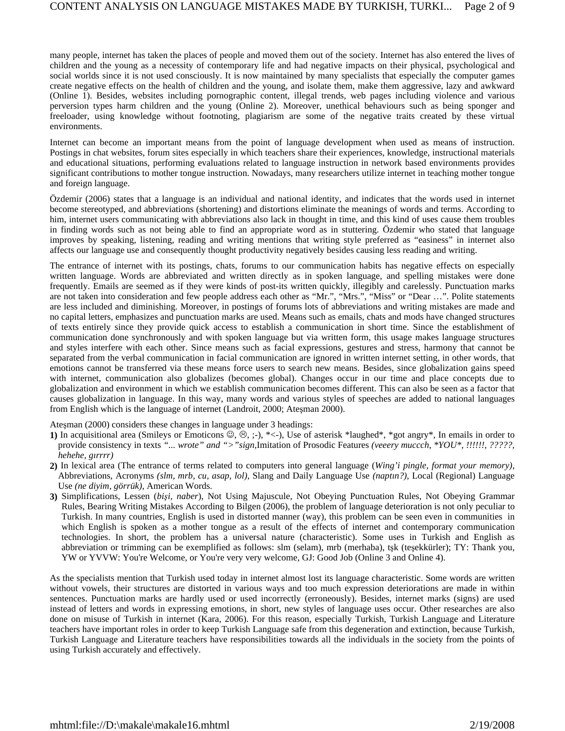many people, internet has taken the places of people and moved them out of the society. Internet has also entered the lives of children and the young as a necessity of contemporary life and had negative impacts on their physical, psychological and social worlds since it is not used consciously. It is now maintained by many specialists that especially the computer games create negative effects on the health of children and the young, and isolate them, make them aggressive, lazy and awkward (Online 1). Besides, websites including pornographic content, illegal trends, web pages including violence and various perversion types harm children and the young (Online 2). Moreover, unethical behaviours such as being sponger and freeloader, using knowledge without footnoting, plagiarism are some of the negative traits created by these virtual environments.

Internet can become an important means from the point of language development when used as means of instruction. Postings in chat websites, forum sites especially in which teachers share their experiences, knowledge, instructional materials and educational situations, performing evaluations related to language instruction in network based environments provides significant contributions to mother tongue instruction. Nowadays, many researchers utilize internet in teaching mother tongue and foreign language.

Özdemir (2006) states that a language is an individual and national identity, and indicates that the words used in internet become stereotyped, and abbreviations (shortening) and distortions eliminate the meanings of words and terms. According to him, internet users communicating with abbreviations also lack in thought in time, and this kind of uses cause them troubles in finding words such as not being able to find an appropriate word as in stuttering. Özdemir who stated that language improves by speaking, listening, reading and writing mentions that writing style preferred as "easiness" in internet also affects our language use and consequently thought productivity negatively besides causing less reading and writing.

The entrance of internet with its postings, chats, forums to our communication habits has negative effects on especially written language. Words are abbreviated and written directly as in spoken language, and spelling mistakes were done frequently. Emails are seemed as if they were kinds of post-its written quickly, illegibly and carelessly. Punctuation marks are not taken into consideration and few people address each other as "Mr.", "Mrs.", "Miss" or "Dear …". Polite statements are less included and diminishing. Moreover, in postings of forums lots of abbreviations and writing mistakes are made and no capital letters, emphasizes and punctuation marks are used. Means such as emails, chats and mods have changed structures of texts entirely since they provide quick access to establish a communication in short time. Since the establishment of communication done synchronously and with spoken language but via written form, this usage makes language structures and styles interfere with each other. Since means such as facial expressions, gestures and stress, harmony that cannot be separated from the verbal communication in facial communication are ignored in written internet setting, in other words, that emotions cannot be transferred via these means force users to search new means. Besides, since globalization gains speed with internet, communication also globalizes (becomes global). Changes occur in our time and place concepts due to globalization and environment in which we establish communication becomes different. This can also be seen as a factor that causes globalization in language. In this way, many words and various styles of speeches are added to national languages from English which is the language of internet (Landroit, 2000; Ateşman 2000).

Ateşman (2000) considers these changes in language under 3 headings:

**1)** In acquisitional area (Smileys or Emoticons ☺, ☹, ;-), *<-), Use of asterisk *laughed*, *got angry*, In emails in order to provide consistency in texts *"... wrote" and ">"sign*,Imitation of Prosodic Features *(veeery muccch, *YOU*, !!!!!!, ?????, hehehe, gırrrr)*

**2)** In lexical area (The entrance of terms related to computers into general language (*Wing'i pingle, format your memory)*, Abbreviations, Acronyms *(slm, mrb, cu, asap, lol)*, Slang and Daily Language Use *(naptın?)*, Local (Regional) Language Use *(ne diyim, görrük)*, American Words.

**3)** Simplifications, Lessen (*bişi, naber*), Not Using Majuscule, Not Obeying Punctuation Rules, Not Obeying Grammar Rules, Bearing Writing Mistakes According to Bilgen (2006), the problem of language deterioration is not only peculiar to Turkish. In many countries, English is used in distorted manner (way), this problem can be seen even in communities in which English is spoken as a mother tongue as a result of the effects of internet and contemporary communication technologies. In short, the problem has a universal nature (characteristic). Some uses in Turkish and English as abbreviation or trimming can be exemplified as follows: slm (selam), mrb (merhaba), tşk (teşekkürler); TY: Thank you, YW or YVVW: You're Welcome, or You're very very welcome, GJ: Good Job (Online 3 and Online 4).

As the specialists mention that Turkish used today in internet almost lost its language characteristic. Some words are written without vowels, their structures are distorted in various ways and too much expression deteriorations are made in within sentences. Punctuation marks are hardly used or used incorrectly (erroneously). Besides, internet marks (signs) are used instead of letters and words in expressing emotions, in short, new styles of language uses occur. Other researches are also done on misuse of Turkish in internet (Kara, 2006). For this reason, especially Turkish, Turkish Language and Literature teachers have important roles in order to keep Turkish Language safe from this degeneration and extinction, because Turkish, Turkish Language and Literature teachers have responsibilities towards all the individuals in the society from the points of using Turkish accurately and effectively.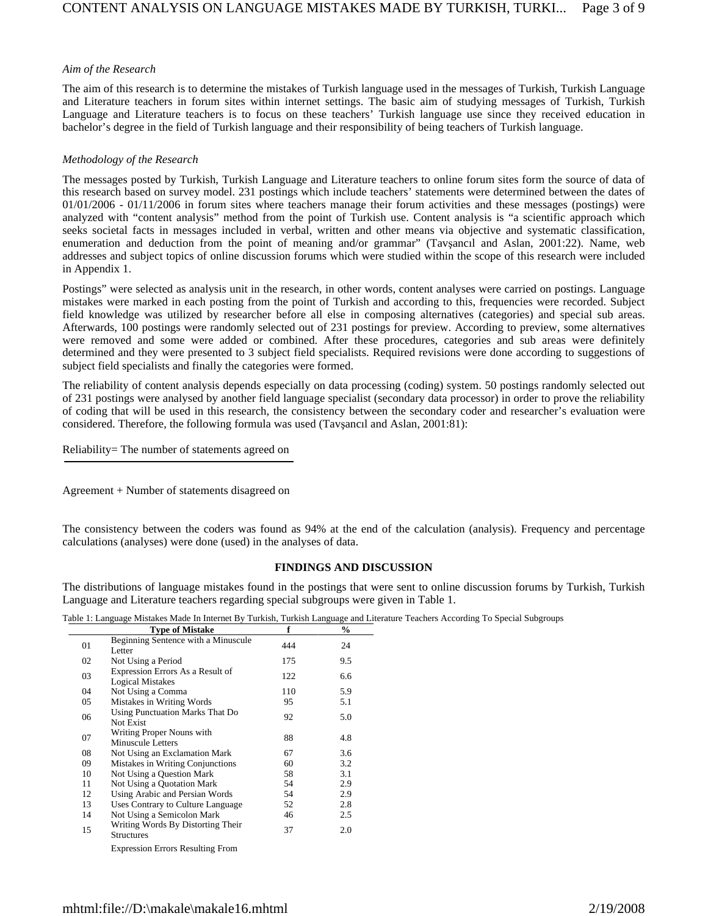*Aim of the Research*

The aim of this research is to determine the mistakes of Turkish language used in the messages of Turkish, Turkish Language and Literature teachers in forum sites within internet settings. The basic aim of studying messages of Turkish, Turkish Language and Literature teachers is to focus on these teachers' Turkish language use since they received education in bachelor's degree in the field of Turkish language and their responsibility of being teachers of Turkish language.

*Methodology of the Research*

The messages posted by Turkish, Turkish Language and Literature teachers to online forum sites form the source of data of this research based on survey model. 231 postings which include teachers' statements were determined between the dates of 01/01/2006 - 01/11/2006 in forum sites where teachers manage their forum activities and these messages (postings) were analyzed with "content analysis" method from the point of Turkish use. Content analysis is "a scientific approach which seeks societal facts in messages included in verbal, written and other means via objective and systematic classification, enumeration and deduction from the point of meaning and/or grammar" (Tavşancıl and Aslan, 2001:22). Name, web addresses and subject topics of online discussion forums which were studied within the scope of this research were included in Appendix 1.

Postings" were selected as analysis unit in the research, in other words, content analyses were carried on postings. Language mistakes were marked in each posting from the point of Turkish and according to this, frequencies were recorded. Subject field knowledge was utilized by researcher before all else in composing alternatives (categories) and special sub areas. Afterwards, 100 postings were randomly selected out of 231 postings for preview. According to preview, some alternatives were removed and some were added or combined. After these procedures, categories and sub areas were definitely determined and they were presented to 3 subject field specialists. Required revisions were done according to suggestions of subject field specialists and finally the categories were formed.

The reliability of content analysis depends especially on data processing (coding) system. 50 postings randomly selected out of 231 postings were analysed by another field language specialist (secondary data processor) in order to prove the reliability of coding that will be used in this research, the consistency between the secondary coder and researcher's evaluation were considered. Therefore, the following formula was used (Tavşancıl and Aslan, 2001:81):

$$\text{Reliability} = \frac{\text{The number of statements agreed on}}{\text{Agreement + Number of statements disagreed on}}$$

The consistency between the coders was found as 94% at the end of the calculation (analysis). Frequency and percentage calculations (analyses) were done (used) in the analyses of data.

## FINDINGS AND DISCUSSION

The distributions of language mistakes found in the postings that were sent to online discussion forums by Turkish, Turkish Language and Literature teachers regarding special subgroups were given in Table 1.

Table 1: Language Mistakes Made In Internet By Turkish, Turkish Language and Literature Teachers According To Special Subgroups

| | Type of Mistake | f | % |
|---|---|---|---|
| 01 | Beginning Sentence with a Minuscule Letter | 444 | 24 |
| 02 | Not Using a Period | 175 | 9.5 |
| 03 | Expression Errors As a Result of Logical Mistakes | 122 | 6.6 |
| 04 | Not Using a Comma | 110 | 5.9 |
| 05 | Mistakes in Writing Words | 95 | 5.1 |
| 06 | Using Punctuation Marks That Do Not Exist | 92 | 5.0 |
| 07 | Writing Proper Nouns with Minuscule Letters | 88 | 4.8 |
| 08 | Not Using an Exclamation Mark | 67 | 3.6 |
| 09 | Mistakes in Writing Conjunctions | 60 | 3.2 |
| 10 | Not Using a Question Mark | 58 | 3.1 |
| 11 | Not Using a Quotation Mark | 54 | 2.9 |
| 12 | Using Arabic and Persian Words | 54 | 2.9 |
| 13 | Uses Contrary to Culture Language | 52 | 2.8 |
| 14 | Not Using a Semicolon Mark | 46 | 2.5 |
| 15 | Writing Words By Distorting Their Structures | 37 | 2.0 |
| | Expression Errors Resulting From | | |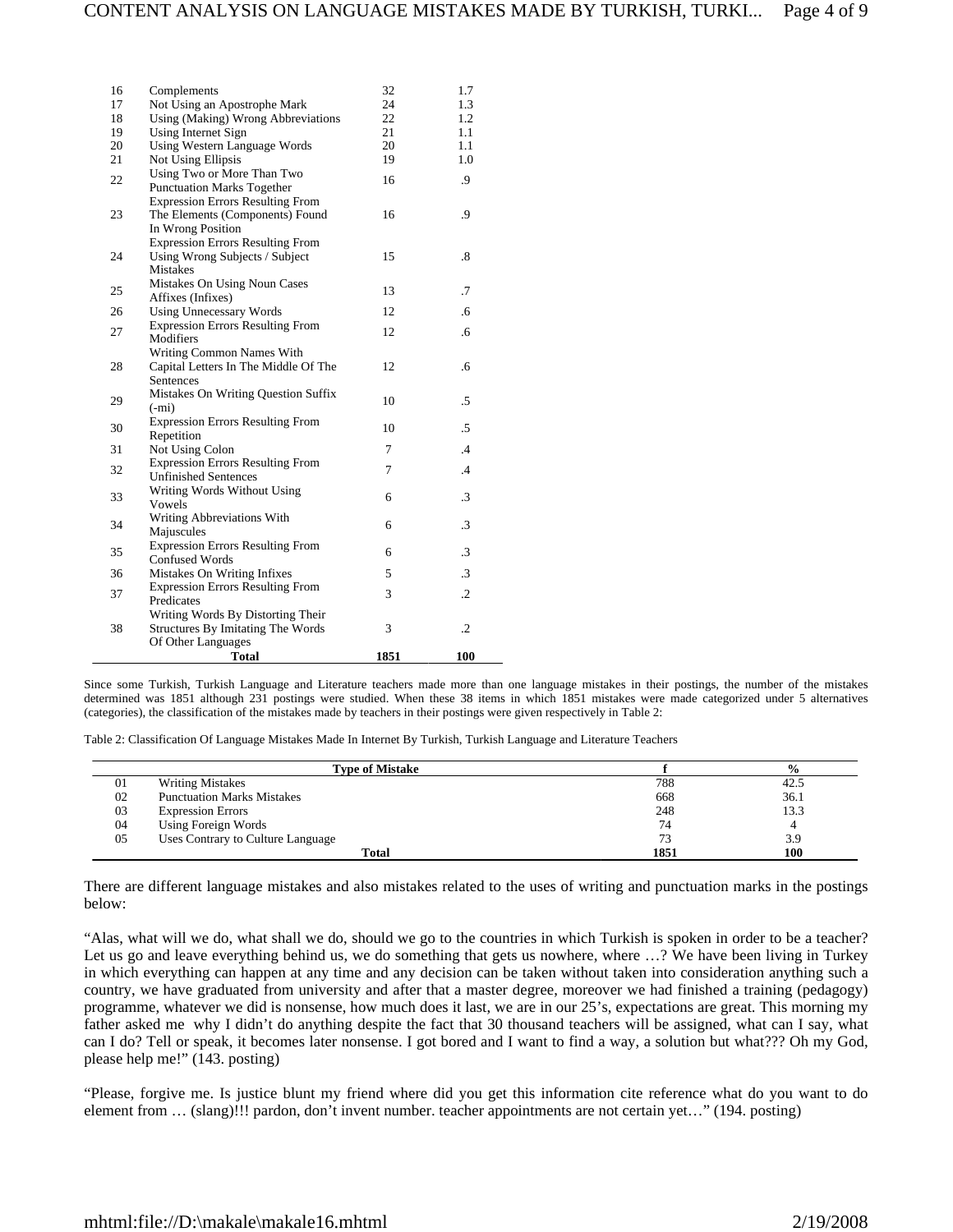| | | | |
|---|---|---|---|
| 16 | Complements | 32 | 1.7 |
| 17 | Not Using an Apostrophe Mark | 24 | 1.3 |
| 18 | Using (Making) Wrong Abbreviations | 22 | 1.2 |
| 19 | Using Internet Sign | 21 | 1.1 |
| 20 | Using Western Language Words | 20 | 1.1 |
| 21 | Not Using Ellipsis | 19 | 1.0 |
| 22 | Using Two or More Than Two Punctuation Marks Together | 16 | .9 |
| 23 | Expression Errors Resulting From The Elements (Components) Found In Wrong Position | 16 | .9 |
| 24 | Expression Errors Resulting From Using Wrong Subjects / Subject Mistakes | 15 | .8 |
| 25 | Mistakes On Using Noun Cases Affixes (Infixes) | 13 | .7 |
| 26 | Using Unnecessary Words | 12 | .6 |
| 27 | Expression Errors Resulting From Modifiers | 12 | .6 |
| 28 | Writing Common Names With Capital Letters In The Middle Of The Sentences | 12 | .6 |
| 29 | Mistakes On Writing Question Suffix (-mi) | 10 | .5 |
| 30 | Expression Errors Resulting From Repetition | 10 | .5 |
| 31 | Not Using Colon | 7 | .4 |
| 32 | Expression Errors Resulting From Unfinished Sentences | 7 | .4 |
| 33 | Writing Words Without Using Vowels | 6 | .3 |
| 34 | Writing Abbreviations With Majuscules | 6 | .3 |
| 35 | Expression Errors Resulting From Confused Words | 6 | .3 |
| 36 | Mistakes On Writing Infixes | 5 | .3 |
| 37 | Expression Errors Resulting From Predicates | 3 | .2 |
| 38 | Writing Words By Distorting Their Structures By Imitating The Words Of Other Languages | 3 | .2 |
| | **Total** | **1851** | **100** |

Since some Turkish, Turkish Language and Literature teachers made more than one language mistakes in their postings, the number of the mistakes determined was 1851 although 231 postings were studied. When these 38 items in which 1851 mistakes were made categorized under 5 alternatives (categories), the classification of the mistakes made by teachers in their postings were given respectively in Table 2:

Table 2: Classification Of Language Mistakes Made In Internet By Turkish, Turkish Language and Literature Teachers

| | Type of Mistake | f | % |
|---|---|---|---|
| 01 | Writing Mistakes | 788 | 42.5 |
| 02 | Punctuation Marks Mistakes | 668 | 36.1 |
| 03 | Expression Errors | 248 | 13.3 |
| 04 | Using Foreign Words | 74 | 4 |
| 05 | Uses Contrary to Culture Language | 73 | 3.9 |
| | **Total** | **1851** | **100** |

There are different language mistakes and also mistakes related to the uses of writing and punctuation marks in the postings below:

"Alas, what will we do, what shall we do, should we go to the countries in which Turkish is spoken in order to be a teacher? Let us go and leave everything behind us, we do something that gets us nowhere, where …? We have been living in Turkey in which everything can happen at any time and any decision can be taken without taken into consideration anything such a country, we have graduated from university and after that a master degree, moreover we had finished a training (pedagogy) programme, whatever we did is nonsense, how much does it last, we are in our 25's, expectations are great. This morning my father asked me why I didn't do anything despite the fact that 30 thousand teachers will be assigned, what can I say, what can I do? Tell or speak, it becomes later nonsense. I got bored and I want to find a way, a solution but what??? Oh my God, please help me!" (143. posting)

"Please, forgive me. Is justice blunt my friend where did you get this information cite reference what do you want to do element from … (slang)!!! pardon, don't invent number. teacher appointments are not certain yet…" (194. posting)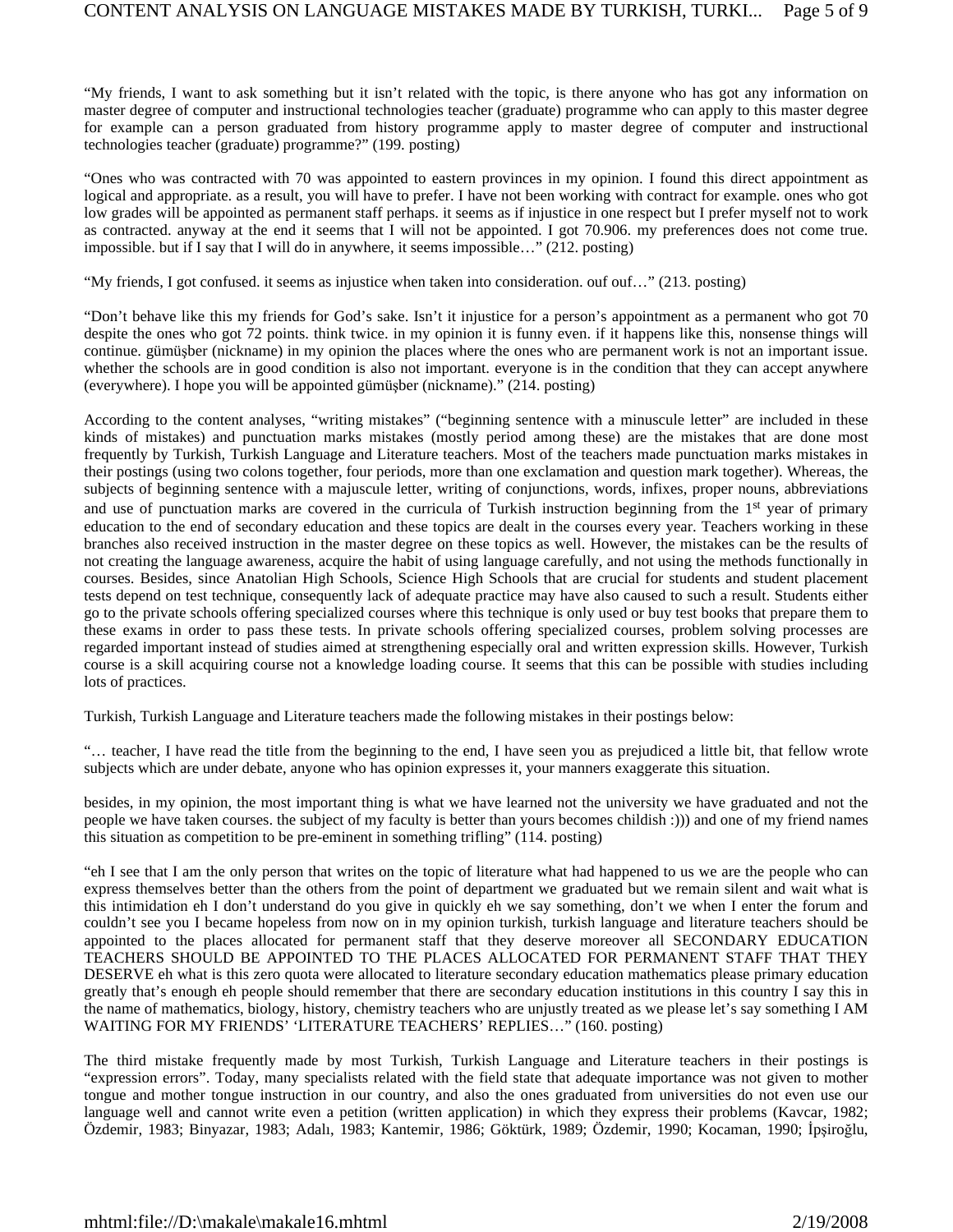"My friends, I want to ask something but it isn't related with the topic, is there anyone who has got any information on master degree of computer and instructional technologies teacher (graduate) programme who can apply to this master degree for example can a person graduated from history programme apply to master degree of computer and instructional technologies teacher (graduate) programme?" (199. posting)

"Ones who was contracted with 70 was appointed to eastern provinces in my opinion. I found this direct appointment as logical and appropriate. as a result, you will have to prefer. I have not been working with contract for example. ones who got low grades will be appointed as permanent staff perhaps. it seems as if injustice in one respect but I prefer myself not to work as contracted. anyway at the end it seems that I will not be appointed. I got 70.906. my preferences does not come true. impossible. but if I say that I will do in anywhere, it seems impossible…" (212. posting)

"My friends, I got confused. it seems as injustice when taken into consideration. ouf ouf…" (213. posting)

"Don't behave like this my friends for God's sake. Isn't it injustice for a person's appointment as a permanent who got 70 despite the ones who got 72 points. think twice. in my opinion it is funny even. if it happens like this, nonsense things will continue. gümüşber (nickname) in my opinion the places where the ones who are permanent work is not an important issue. whether the schools are in good condition is also not important. everyone is in the condition that they can accept anywhere (everywhere). I hope you will be appointed gümüşber (nickname)." (214. posting)

According to the content analyses, "writing mistakes" ("beginning sentence with a minuscule letter" are included in these kinds of mistakes) and punctuation marks mistakes (mostly period among these) are the mistakes that are done most frequently by Turkish, Turkish Language and Literature teachers. Most of the teachers made punctuation marks mistakes in their postings (using two colons together, four periods, more than one exclamation and question mark together). Whereas, the subjects of beginning sentence with a majuscule letter, writing of conjunctions, words, infixes, proper nouns, abbreviations and use of punctuation marks are covered in the curricula of Turkish instruction beginning from the 1st year of primary education to the end of secondary education and these topics are dealt in the courses every year. Teachers working in these branches also received instruction in the master degree on these topics as well. However, the mistakes can be the results of not creating the language awareness, acquire the habit of using language carefully, and not using the methods functionally in courses. Besides, since Anatolian High Schools, Science High Schools that are crucial for students and student placement tests depend on test technique, consequently lack of adequate practice may have also caused to such a result. Students either go to the private schools offering specialized courses where this technique is only used or buy test books that prepare them to these exams in order to pass these tests. In private schools offering specialized courses, problem solving processes are regarded important instead of studies aimed at strengthening especially oral and written expression skills. However, Turkish course is a skill acquiring course not a knowledge loading course. It seems that this can be possible with studies including lots of practices.

Turkish, Turkish Language and Literature teachers made the following mistakes in their postings below:

"… teacher, I have read the title from the beginning to the end, I have seen you as prejudiced a little bit, that fellow wrote subjects which are under debate, anyone who has opinion expresses it, your manners exaggerate this situation.

besides, in my opinion, the most important thing is what we have learned not the university we have graduated and not the people we have taken courses. the subject of my faculty is better than yours becomes childish :))) and one of my friend names this situation as competition to be pre-eminent in something trifling" (114. posting)

"eh I see that I am the only person that writes on the topic of literature what had happened to us we are the people who can express themselves better than the others from the point of department we graduated but we remain silent and wait what is this intimidation eh I don't understand do you give in quickly eh we say something, don't we when I enter the forum and couldn't see you I became hopeless from now on in my opinion turkish, turkish language and literature teachers should be appointed to the places allocated for permanent staff that they deserve moreover all SECONDARY EDUCATION TEACHERS SHOULD BE APPOINTED TO THE PLACES ALLOCATED FOR PERMANENT STAFF THAT THEY DESERVE eh what is this zero quota were allocated to literature secondary education mathematics please primary education greatly that's enough eh people should remember that there are secondary education institutions in this country I say this in the name of mathematics, biology, history, chemistry teachers who are unjustly treated as we please let's say something I AM WAITING FOR MY FRIENDS' 'LITERATURE TEACHERS' REPLIES…" (160. posting)

The third mistake frequently made by most Turkish, Turkish Language and Literature teachers in their postings is "expression errors". Today, many specialists related with the field state that adequate importance was not given to mother tongue and mother tongue instruction in our country, and also the ones graduated from universities do not even use our language well and cannot write even a petition (written application) in which they express their problems (Kavcar, 1982; Özdemir, 1983; Binyazar, 1983; Adalı, 1983; Kantemir, 1986; Göktürk, 1989; Özdemir, 1990; Kocaman, 1990; İpşiroğlu,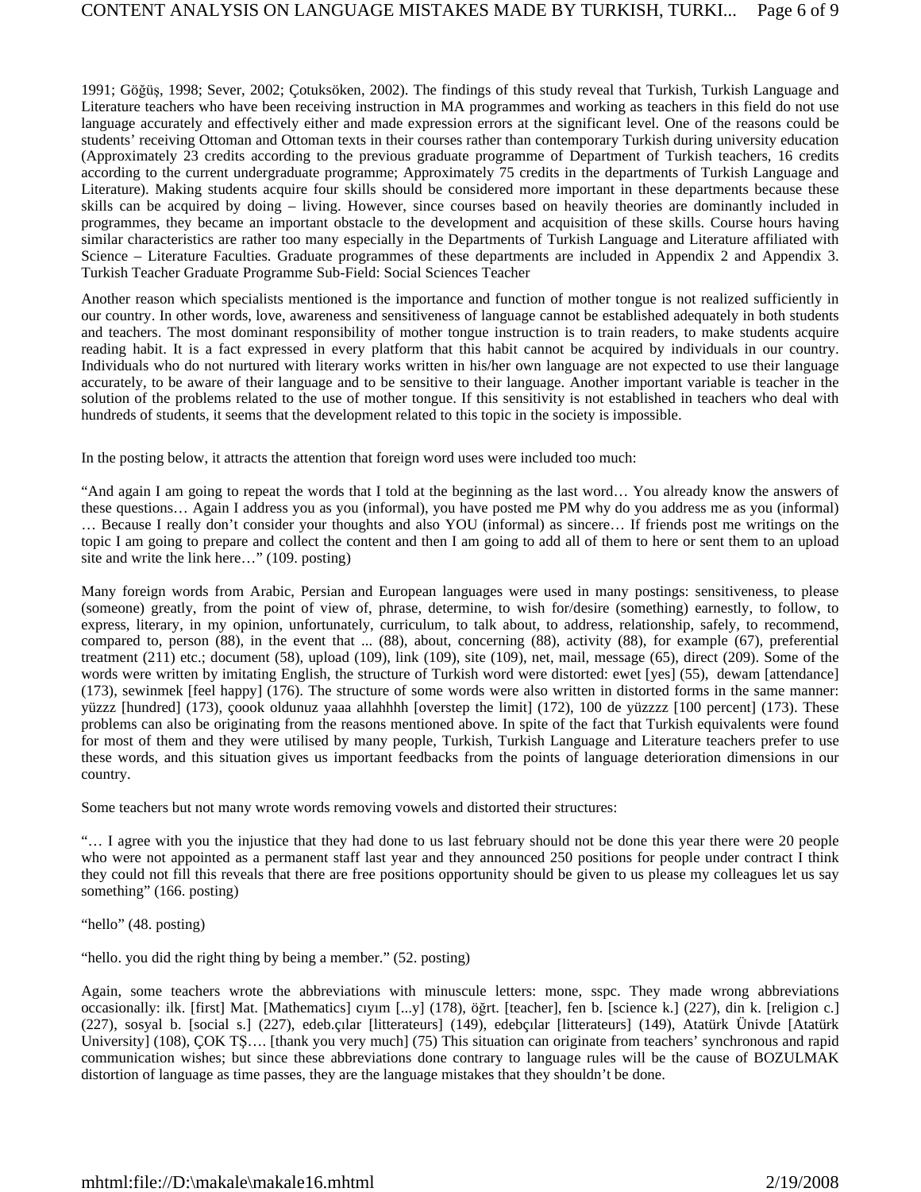1991; Göğüş, 1998; Sever, 2002; Çotuksöken, 2002). The findings of this study reveal that Turkish, Turkish Language and Literature teachers who have been receiving instruction in MA programmes and working as teachers in this field do not use language accurately and effectively either and made expression errors at the significant level. One of the reasons could be students' receiving Ottoman and Ottoman texts in their courses rather than contemporary Turkish during university education (Approximately 23 credits according to the previous graduate programme of Department of Turkish teachers, 16 credits according to the current undergraduate programme; Approximately 75 credits in the departments of Turkish Language and Literature). Making students acquire four skills should be considered more important in these departments because these skills can be acquired by doing – living. However, since courses based on heavily theories are dominantly included in programmes, they became an important obstacle to the development and acquisition of these skills. Course hours having similar characteristics are rather too many especially in the Departments of Turkish Language and Literature affiliated with Science – Literature Faculties. Graduate programmes of these departments are included in Appendix 2 and Appendix 3. Turkish Teacher Graduate Programme Sub-Field: Social Sciences Teacher

Another reason which specialists mentioned is the importance and function of mother tongue is not realized sufficiently in our country. In other words, love, awareness and sensitiveness of language cannot be established adequately in both students and teachers. The most dominant responsibility of mother tongue instruction is to train readers, to make students acquire reading habit. It is a fact expressed in every platform that this habit cannot be acquired by individuals in our country. Individuals who do not nurtured with literary works written in his/her own language are not expected to use their language accurately, to be aware of their language and to be sensitive to their language. Another important variable is teacher in the solution of the problems related to the use of mother tongue. If this sensitivity is not established in teachers who deal with hundreds of students, it seems that the development related to this topic in the society is impossible.

In the posting below, it attracts the attention that foreign word uses were included too much:

"And again I am going to repeat the words that I told at the beginning as the last word… You already know the answers of these questions… Again I address you as you (informal), you have posted me PM why do you address me as you (informal) … Because I really don't consider your thoughts and also YOU (informal) as sincere… If friends post me writings on the topic I am going to prepare and collect the content and then I am going to add all of them to here or sent them to an upload site and write the link here…" (109. posting)

Many foreign words from Arabic, Persian and European languages were used in many postings: sensitiveness, to please (someone) greatly, from the point of view of, phrase, determine, to wish for/desire (something) earnestly, to follow, to express, literary, in my opinion, unfortunately, curriculum, to talk about, to address, relationship, safely, to recommend, compared to, person (88), in the event that ... (88), about, concerning (88), activity (88), for example (67), preferential treatment (211) etc.; document (58), upload (109), link (109), site (109), net, mail, message (65), direct (209). Some of the words were written by imitating English, the structure of Turkish word were distorted: ewet [yes] (55), dewam [attendance] (173), sewinmek [feel happy] (176). The structure of some words were also written in distorted forms in the same manner: yüzzz [hundred] (173), çoook oldunuz yaaa allahhhh [overstep the limit] (172), 100 de yüzzzz [100 percent] (173). These problems can also be originating from the reasons mentioned above. In spite of the fact that Turkish equivalents were found for most of them and they were utilised by many people, Turkish, Turkish Language and Literature teachers prefer to use these words, and this situation gives us important feedbacks from the points of language deterioration dimensions in our country.

Some teachers but not many wrote words removing vowels and distorted their structures:

"… I agree with you the injustice that they had done to us last february should not be done this year there were 20 people who were not appointed as a permanent staff last year and they announced 250 positions for people under contract I think they could not fill this reveals that there are free positions opportunity should be given to us please my colleagues let us say something" (166. posting)

"hello" (48. posting)

"hello. you did the right thing by being a member." (52. posting)

Again, some teachers wrote the abbreviations with minuscule letters: mone, sspc. They made wrong abbreviations occasionally: ilk. [first] Mat. [Mathematics] cıyım [...y] (178), öğrt. [teacher], fen b. [science k.] (227), din k. [religion c.] (227), sosyal b. [social s.] (227), edeb.çılar [litterateurs] (149), edebçılar [litterateurs] (149), Atatürk Ünivde [Atatürk University] (108), ÇOK TŞ…. [thank you very much] (75) This situation can originate from teachers' synchronous and rapid communication wishes; but since these abbreviations done contrary to language rules will be the cause of BOZULMAK distortion of language as time passes, they are the language mistakes that they shouldn't be done.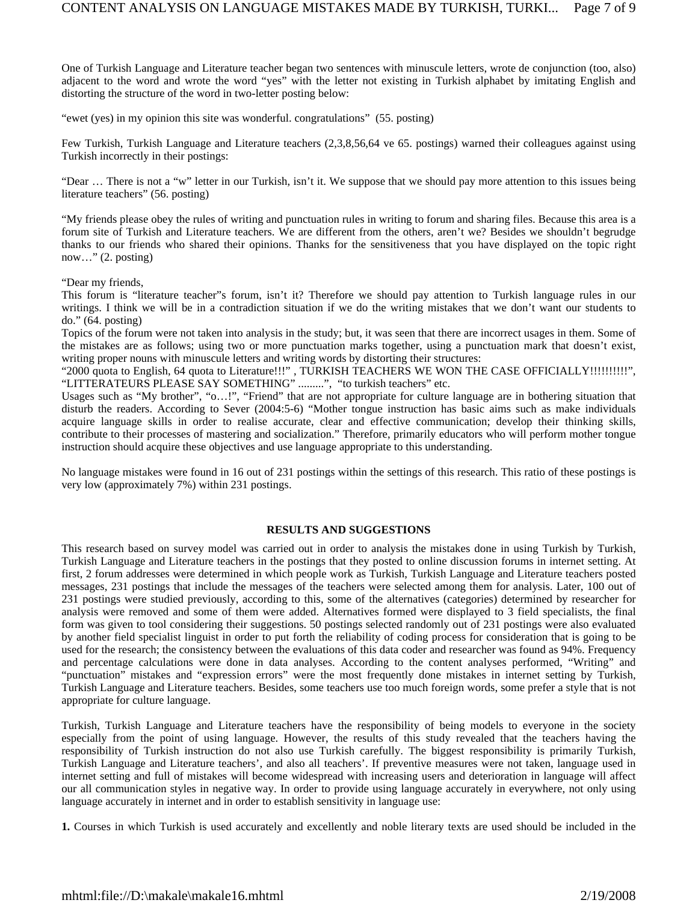One of Turkish Language and Literature teacher began two sentences with minuscule letters, wrote de conjunction (too, also) adjacent to the word and wrote the word "yes" with the letter not existing in Turkish alphabet by imitating English and distorting the structure of the word in two-letter posting below:

"ewet (yes) in my opinion this site was wonderful. congratulations" (55. posting)

Few Turkish, Turkish Language and Literature teachers (2,3,8,56,64 ve 65. postings) warned their colleagues against using Turkish incorrectly in their postings:

"Dear … There is not a "w" letter in our Turkish, isn't it. We suppose that we should pay more attention to this issues being literature teachers" (56. posting)

"My friends please obey the rules of writing and punctuation rules in writing to forum and sharing files. Because this area is a forum site of Turkish and Literature teachers. We are different from the others, aren't we? Besides we shouldn't begrudge thanks to our friends who shared their opinions. Thanks for the sensitiveness that you have displayed on the topic right now…" (2. posting)

"Dear my friends,
This forum is "literature teacher"s forum, isn't it? Therefore we should pay attention to Turkish language rules in our writings. I think we will be in a contradiction situation if we do the writing mistakes that we don't want our students to do." (64. posting)
Topics of the forum were not taken into analysis in the study; but, it was seen that there are incorrect usages in them. Some of the mistakes are as follows; using two or more punctuation marks together, using a punctuation mark that doesn't exist, writing proper nouns with minuscule letters and writing words by distorting their structures:
"2000 quota to English, 64 quota to Literature!!!" , TURKISH TEACHERS WE WON THE CASE OFFICIALLY!!!!!!!!!!", "LITTERATEURS PLEASE SAY SOMETHING" .........", "to turkish teachers" etc.
Usages such as "My brother", "o…!", "Friend" that are not appropriate for culture language are in bothering situation that disturb the readers. According to Sever (2004:5-6) "Mother tongue instruction has basic aims such as make individuals acquire language skills in order to realise accurate, clear and effective communication; develop their thinking skills, contribute to their processes of mastering and socialization." Therefore, primarily educators who will perform mother tongue instruction should acquire these objectives and use language appropriate to this understanding.

No language mistakes were found in 16 out of 231 postings within the settings of this research. This ratio of these postings is very low (approximately 7%) within 231 postings.

## RESULTS AND SUGGESTIONS

This research based on survey model was carried out in order to analysis the mistakes done in using Turkish by Turkish, Turkish Language and Literature teachers in the postings that they posted to online discussion forums in internet setting. At first, 2 forum addresses were determined in which people work as Turkish, Turkish Language and Literature teachers posted messages, 231 postings that include the messages of the teachers were selected among them for analysis. Later, 100 out of 231 postings were studied previously, according to this, some of the alternatives (categories) determined by researcher for analysis were removed and some of them were added. Alternatives formed were displayed to 3 field specialists, the final form was given to tool considering their suggestions. 50 postings selected randomly out of 231 postings were also evaluated by another field specialist linguist in order to put forth the reliability of coding process for consideration that is going to be used for the research; the consistency between the evaluations of this data coder and researcher was found as 94%. Frequency and percentage calculations were done in data analyses. According to the content analyses performed, "Writing" and "punctuation" mistakes and "expression errors" were the most frequently done mistakes in internet setting by Turkish, Turkish Language and Literature teachers. Besides, some teachers use too much foreign words, some prefer a style that is not appropriate for culture language.

Turkish, Turkish Language and Literature teachers have the responsibility of being models to everyone in the society especially from the point of using language. However, the results of this study revealed that the teachers having the responsibility of Turkish instruction do not also use Turkish carefully. The biggest responsibility is primarily Turkish, Turkish Language and Literature teachers', and also all teachers'. If preventive measures were not taken, language used in internet setting and full of mistakes will become widespread with increasing users and deterioration in language will affect our all communication styles in negative way. In order to provide using language accurately in everywhere, not only using language accurately in internet and in order to establish sensitivity in language use:

**1.** Courses in which Turkish is used accurately and excellently and noble literary texts are used should be included in the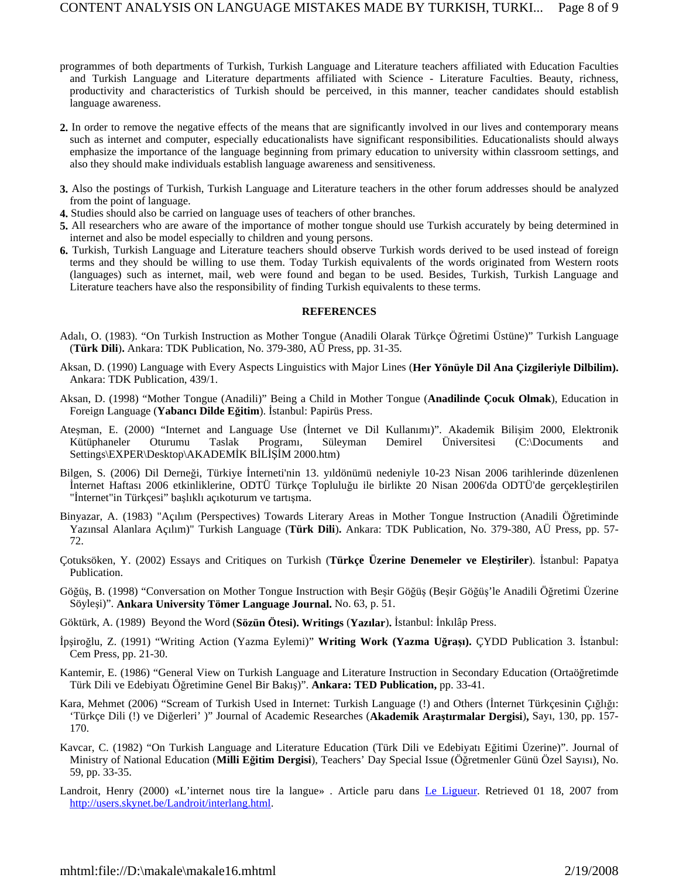programmes of both departments of Turkish, Turkish Language and Literature teachers affiliated with Education Faculties and Turkish Language and Literature departments affiliated with Science - Literature Faculties. Beauty, richness, productivity and characteristics of Turkish should be perceived, in this manner, teacher candidates should establish language awareness.

**2.** In order to remove the negative effects of the means that are significantly involved in our lives and contemporary means such as internet and computer, especially educationalists have significant responsibilities. Educationalists should always emphasize the importance of the language beginning from primary education to university within classroom settings, and also they should make individuals establish language awareness and sensitiveness.

**3.** Also the postings of Turkish, Turkish Language and Literature teachers in the other forum addresses should be analyzed from the point of language.

**4.** Studies should also be carried on language uses of teachers of other branches.

**5.** All researchers who are aware of the importance of mother tongue should use Turkish accurately by being determined in internet and also be model especially to children and young persons.

**6.** Turkish, Turkish Language and Literature teachers should observe Turkish words derived to be used instead of foreign terms and they should be willing to use them. Today Turkish equivalents of the words originated from Western roots (languages) such as internet, mail, web were found and began to be used. Besides, Turkish, Turkish Language and Literature teachers have also the responsibility of finding Turkish equivalents to these terms.

**REFERENCES**

Adalı, O. (1983). "On Turkish Instruction as Mother Tongue (Anadili Olarak Türkçe Öğretimi Üstüne)" Turkish Language (**Türk Dili**). Ankara: TDK Publication, No. 379-380, AÜ Press, pp. 31-35.

Aksan, D. (1990) Language with Every Aspects Linguistics with Major Lines (**Her Yönüyle Dil Ana Çizgileriyle Dilbilim).** Ankara: TDK Publication, 439/1.

Aksan, D. (1998) "Mother Tongue (Anadili)" Being a Child in Mother Tongue (**Anadilinde Çocuk Olmak**), Education in Foreign Language (**Yabancı Dilde Eğitim**). İstanbul: Papirüs Press.

Ateşman, E. (2000) "Internet and Language Use (İnternet ve Dil Kullanımı)". Akademik Bilişim 2000, Elektronik Kütüphaneler Oturumu Taslak Programı, Süleyman Demirel Üniversitesi (C:\Documents and Settings\EXPER\Desktop\AKADEMİK BİLİŞİM 2000.htm)

Bilgen, S. (2006) Dil Derneği, Türkiye İnterneti'nin 13. yıldönümü nedeniyle 10-23 Nisan 2006 tarihlerinde düzenlenen İnternet Haftası 2006 etkinliklerine, ODTÜ Türkçe Topluluğu ile birlikte 20 Nisan 2006'da ODTÜ'de gerçekleştirilen "İnternet"in Türkçesi" başlıklı açıkoturum ve tartışma.

Binyazar, A. (1983) "Açılım (Perspectives) Towards Literary Areas in Mother Tongue Instruction (Anadili Öğretiminde Yazınsal Alanlara Açılım)" Turkish Language (**Türk Dili**)**.** Ankara: TDK Publication, No. 379-380, AÜ Press, pp. 57-72.

Çotuksöken, Y. (2002) Essays and Critiques on Turkish (**Türkçe Üzerine Denemeler ve Eleştiriler**). İstanbul: Papatya Publication.

Göğüş, B. (1998) "Conversation on Mother Tongue Instruction with Beşir Göğüş (Beşir Göğüş'le Anadili Öğretimi Üzerine Söyleşi)". **Ankara University Tömer Language Journal.** No. 63, p. 51.

Göktürk, A. (1989) Beyond the Word (**Sözün Ötesi). Writings** (**Yazılar**)**.** İstanbul: İnkılâp Press.

İpşiroğlu, Z. (1991) "Writing Action (Yazma Eylemi)" **Writing Work (Yazma Uğraşı).** ÇYDD Publication 3. İstanbul: Cem Press, pp. 21-30.

Kantemir, E. (1986) "General View on Turkish Language and Literature Instruction in Secondary Education (Ortaöğretimde Türk Dili ve Edebiyatı Öğretimine Genel Bir Bakış)". **Ankara: TED Publication,** pp. 33-41.

Kara, Mehmet (2006) "Scream of Turkish Used in Internet: Turkish Language (!) and Others (İnternet Türkçesinin Çığlığı: 'Türkçe Dili (!) ve Diğerleri' )" Journal of Academic Researches (**Akademik Araştırmalar Dergisi**)**,** Sayı, 130, pp. 157-170.

Kavcar, C. (1982) "On Turkish Language and Literature Education (Türk Dili ve Edebiyatı Eğitimi Üzerine)". Journal of Ministry of National Education (**Milli Eğitim Dergisi**), Teachers' Day Special Issue (Öğretmenler Günü Özel Sayısı), No. 59, pp. 33-35.

Landroit, Henry (2000) «L'internet nous tire la langue» . Article paru dans Le Ligueur. Retrieved 01 18, 2007 from http://users.skynet.be/Landroit/interlang.html.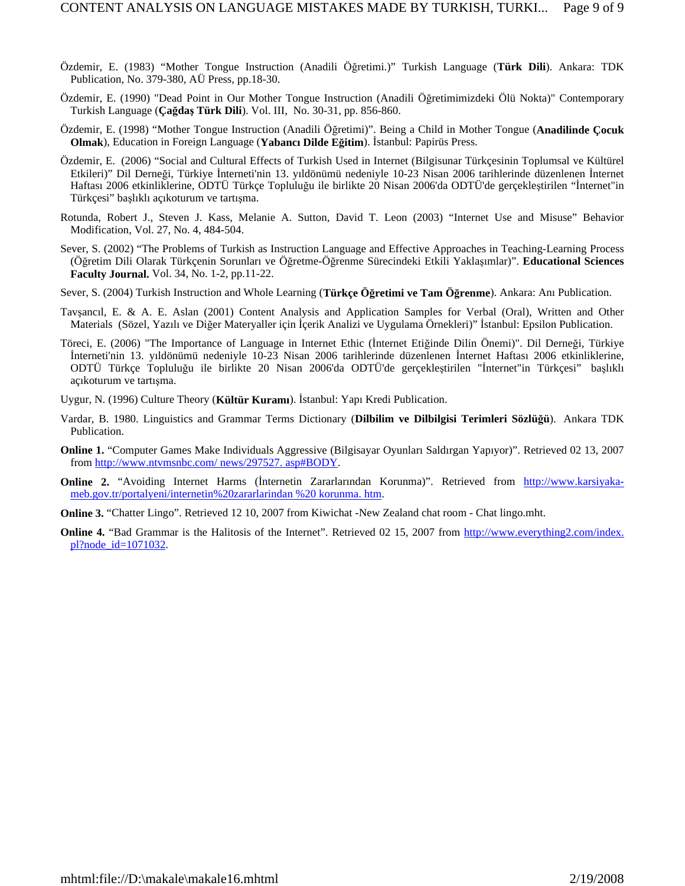Özdemir, E. (1983) “Mother Tongue Instruction (Anadili Öğretimi.)” Turkish Language (**Türk Dili**). Ankara: TDK Publication, No. 379-380, AÜ Press, pp.18-30.

Özdemir, E. (1990) "Dead Point in Our Mother Tongue Instruction (Anadili Öğretimimizdeki Ölü Nokta)" Contemporary Turkish Language (**Çağdaş Türk Dili**). Vol. III, No. 30-31, pp. 856-860.

Özdemir, E. (1998) “Mother Tongue Instruction (Anadili Öğretimi)”. Being a Child in Mother Tongue (**Anadilinde Çocuk Olmak**), Education in Foreign Language (**Yabancı Dilde Eğitim**). İstanbul: Papirüs Press.

Özdemir, E. (2006) “Social and Cultural Effects of Turkish Used in Internet (Bilgisunar Türkçesinin Toplumsal ve Kültürel Etkileri)” Dil Derneği, Türkiye İnterneti'nin 13. yıldönümü nedeniyle 10-23 Nisan 2006 tarihlerinde düzenlenen İnternet Haftası 2006 etkinliklerine, ODTÜ Türkçe Topluluğu ile birlikte 20 Nisan 2006'da ODTÜ'de gerçekleştirilen “İnternet"in Türkçesi” başlıklı açıkoturum ve tartışma.

Rotunda, Robert J., Steven J. Kass, Melanie A. Sutton, David T. Leon (2003) “Internet Use and Misuse” Behavior Modification, Vol. 27, No. 4, 484-504.

Sever, S. (2002) “The Problems of Turkish as Instruction Language and Effective Approaches in Teaching-Learning Process (Öğretim Dili Olarak Türkçenin Sorunları ve Öğretme-Öğrenme Sürecindeki Etkili Yaklaşımlar)”. **Educational Sciences Faculty Journal.** Vol. 34, No. 1-2, pp.11-22.

Sever, S. (2004) Turkish Instruction and Whole Learning (**Türkçe Öğretimi ve Tam Öğrenme**). Ankara: Anı Publication.

Tavşancıl, E. & A. E. Aslan (2001) Content Analysis and Application Samples for Verbal (Oral), Written and Other Materials (Sözel, Yazılı ve Diğer Materyaller için İçerik Analizi ve Uygulama Örnekleri)” İstanbul: Epsilon Publication.

Töreci, E. (2006) "The Importance of Language in Internet Ethic (İnternet Etiğinde Dilin Önemi)". Dil Derneği, Türkiye İnterneti'nin 13. yıldönümü nedeniyle 10-23 Nisan 2006 tarihlerinde düzenlenen İnternet Haftası 2006 etkinliklerine, ODTÜ Türkçe Topluluğu ile birlikte 20 Nisan 2006'da ODTÜ'de gerçekleştirilen "İnternet"in Türkçesi" başlıklı açıkoturum ve tartışma.

Uygur, N. (1996) Culture Theory (**Kültür Kuramı**). İstanbul: Yapı Kredi Publication.

Vardar, B. 1980. Linguistics and Grammar Terms Dictionary (**Dilbilim ve Dilbilgisi Terimleri Sözlüğü**). Ankara TDK Publication.

**Online 1.** “Computer Games Make Individuals Aggressive (Bilgisayar Oyunları Saldırgan Yapıyor)”. Retrieved 02 13, 2007 from http://www.ntvmsnbc.com/ news/297527. asp#BODY.

**Online 2.** “Avoiding Internet Harms (İnternetin Zararlarından Korunma)”. Retrieved from http://www.karsiyaka-meb.gov.tr/portalyeni/internetin%20zararlarindan %20 korunma. htm.

**Online 3.** “Chatter Lingo”. Retrieved 12 10, 2007 from Kiwichat -New Zealand chat room - Chat lingo.mht.

**Online 4.** “Bad Grammar is the Halitosis of the Internet”. Retrieved 02 15, 2007 from http://www.everything2.com/index.pl?node_id=1071032.